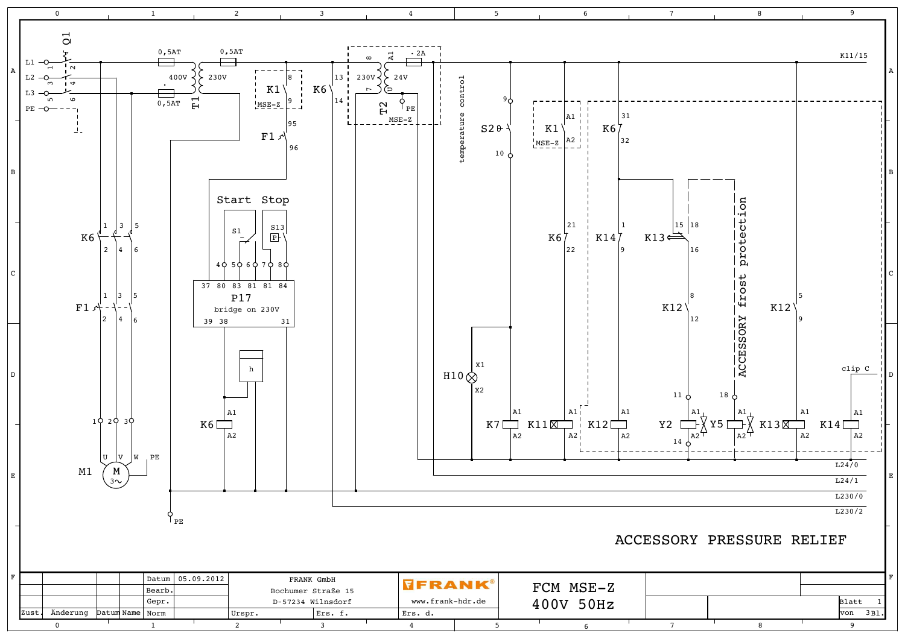# ACCESSORY PRESSURE RELIEF

Q1: L1, L2, L3, PE

T1: 400V / 230V, 0,5AT, 0,5AT, 0,5AT

T2: 230V / 24V, 2A, MSE-Z

K1 (MSE-Z), K6, F1, S20 (temperature control), K11, K12, K13, K14, K7, H10, Y2, Y5

Start / Stop: S1, S13

P17 – bridge on 230V

M1 – M 3~

ACCESSORY frost protection

clip C

K11/15, L24/0, L24/1, L230/0, L230/2

| Zust. | Änderung | Datum | Name | | |
|---|---|---|---|---|---|
| | | | | Datum | 05.09.2012 |
| | | | | Bearb. | |
| | | | | Gepr. | |
| | | | | Norm | |

FRANK GmbH
Bochumer Straße 15
D-57234 Wilnsdorf

Urspr. | Ers. f. | Ers. d.

FRANK®
www.frank-hdr.de

FCM MSE-Z
400V 50Hz

Blatt 1
von 3Bl.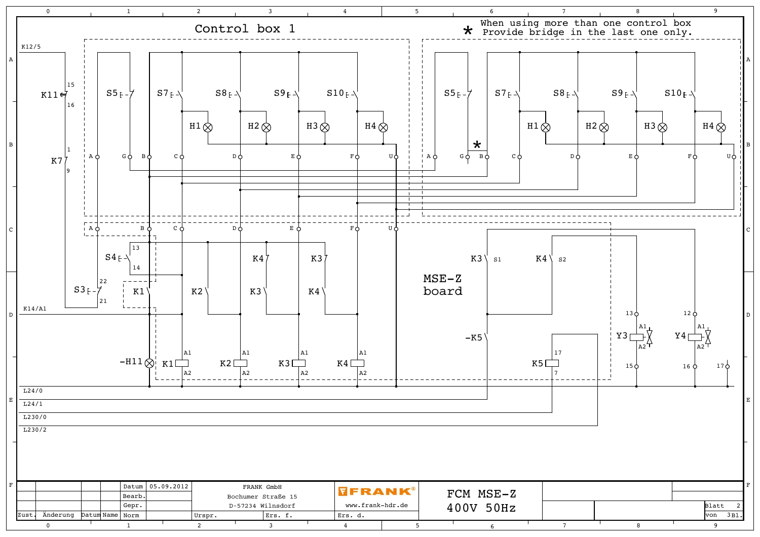# Control box 1

\* When using more than one control box
Provide bridge in the last one only.

K12/5

K11 15 16

K7 1 9

S5, S7, S8, S9, S10

H1, H2, H3, H4

A, G, B, C, D, E, F, U

S4 13 14

S3 22 21

K1, K2, K3, K4

K14/A1

-H11

K1 A1 A2, K2 A1 A2, K3 A1 A2, K4 A1 A2

MSE-Z board

K3 S1, K4 S2

-K5

K5 17 7

Y3 13 A1 A2 15

Y4 12 A1 A2 16

17

L24/0

L24/1

L230/0

L230/2

| | | | | Datum | 05.09.2012 | FRANK GmbH | FRANK® | FCM MSE-Z | |
|---|---|---|---|---|---|---|---|---|---|
| | | | | Bearb. | | Bochumer Straße 15 | | 400V 50Hz | |
| | | | | Gepr. | | D-57234 Wilnsdorf | www.frank-hdr.de | | Blatt 2 |
| Zust. | Änderung | Datum | Name | Norm | | Urspr. / Ers. f. | Ers. d. | | von 3 Bl. |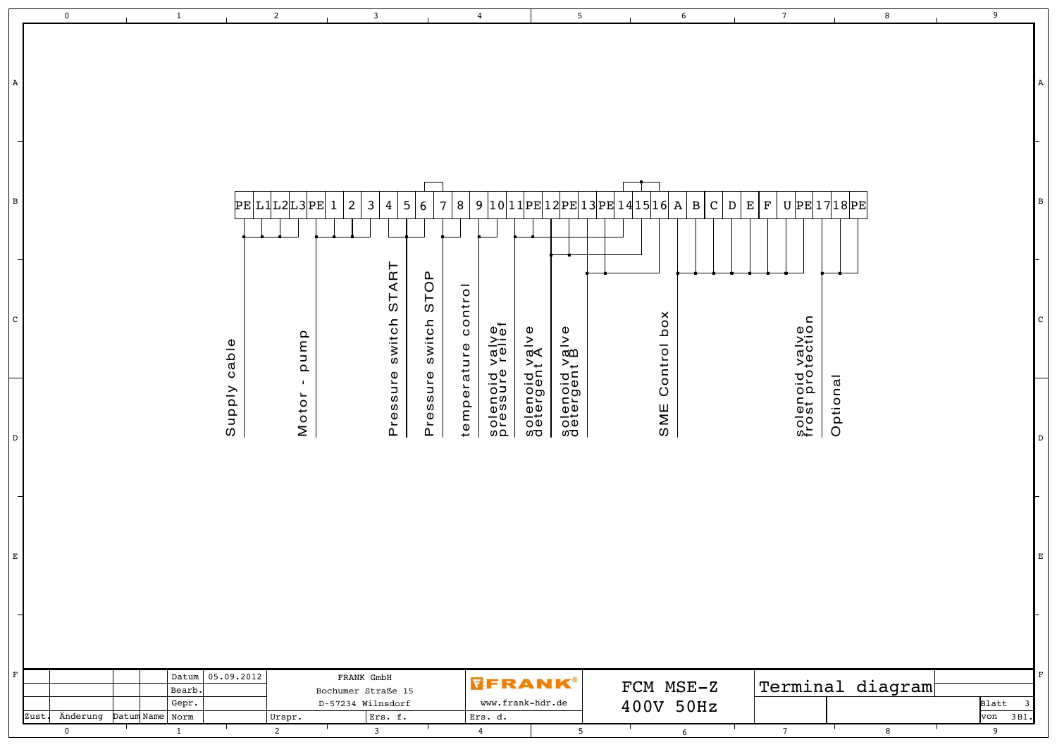| | | | | | | | | | | | | | | | | | | | | | | | | | | | | | | | | | | |
|---|---|---|---|---|---|---|---|---|---|---|---|---|---|---|---|---|---|---|---|---|---|---|---|---|---|---|---|---|---|---|---|---|---|---|
| PE | L1 | L2 | L3 | PE | 1 | 2 | 3 | 4 | 5 | 6 | 7 | 8 | 9 | 10 | 11 | PE | 12 | PE | 13 | PE | 14 | 15 | 16 | A | B | C | D | E | F | U | PE | 17 | 18 | PE |

Supply cable

Motor - pump

Pressure switch START

Pressure switch STOP

temperature control

solenoid valve
pressure relief

solenoid valve
detergent A

solenoid valve
detergent B

SME Control box

solenoid valve
frost protection

Optional

| Datum | 05.09.2012 | FRANK GmbH | FRANK | FCM MSE-Z | Terminal diagram |
|---|---|---|---|---|---|
| Bearb. | | Bochumer Straße 15 | www.frank-hdr.de | 400V 50Hz | Blatt 3 |
| Gepr. | | D-57234 Wilnsdorf | | | von 3 Bl. |
| Norm | | Urspr. / Ers. f. | Ers. d. | | |

Zust. | Änderung | Datum | Name